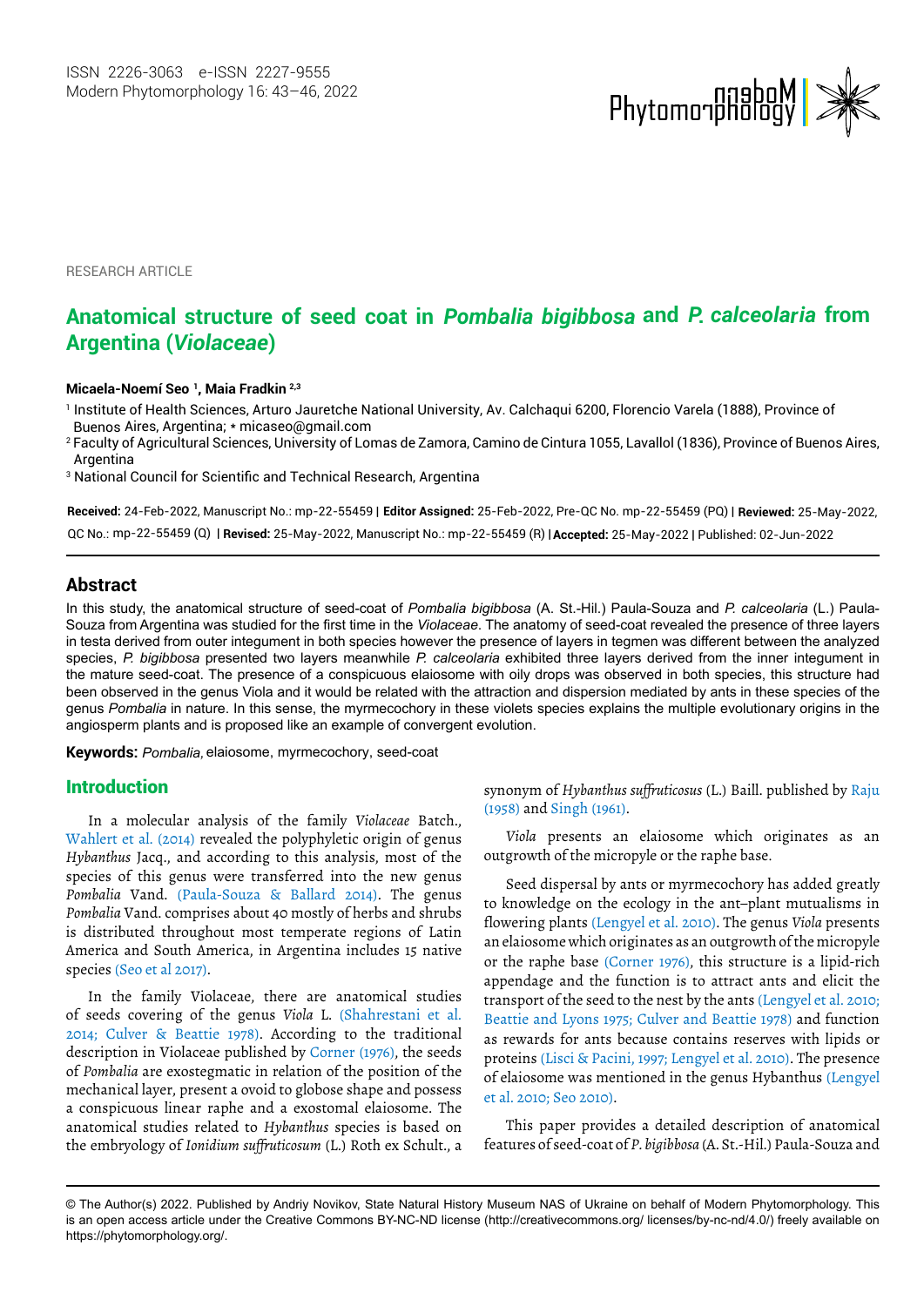RESEARCH ARTICLE

# Anatomical structure of seed coat in *Pombalia bigibbosa* and *P. calceolaria* from Argentina (*Violaceae*)

**Micaela-Noemí Seo [1], Maia Fradkin [2,3]**

[1] Institute of Health Sciences, Arturo Jauretche National University, Av. Calchaqui 6200, Florencio Varela (1888), Province of Buenos Aires, Argentina; * micaseo@gmail.com

[2] Faculty of Agricultural Sciences, University of Lomas de Zamora, Camino de Cintura 1055, Lavallol (1836), Province of Buenos Aires, Argentina

[3] National Council for Scientific and Technical Research, Argentina

**Received:** 24-Feb-2022, Manuscript No.: mp-22-55459 | **Editor Assigned:** 25-Feb-2022, Pre-QC No. mp-22-55459 (PQ) | **Reviewed:** 25-May-2022, QC No.: mp-22-55459 (Q) | **Revised:** 25-May-2022, Manuscript No.: mp-22-55459 (R) | **Accepted:** 25-May-2022 | Published: 02-Jun-2022

## Abstract

In this study, the anatomical structure of seed-coat of *Pombalia bigibbosa* (A. St.-Hil.) Paula-Souza and *P. calceolaria* (L.) Paula-Souza from Argentina was studied for the first time in the *Violaceae*. The anatomy of seed-coat revealed the presence of three layers in testa derived from outer integument in both species however the presence of layers in tegmen was different between the analyzed species, *P. bigibbosa* presented two layers meanwhile *P. calceolaria* exhibited three layers derived from the inner integument in the mature seed-coat. The presence of a conspicuous elaiosome with oily drops was observed in both species, this structure had been observed in the genus Viola and it would be related with the attraction and dispersion mediated by ants in these species of the genus *Pombalia* in nature. In this sense, the myrmecochory in these violets species explains the multiple evolutionary origins in the angiosperm plants and is proposed like an example of convergent evolution.

**Keywords:** *Pombalia*, elaiosome, myrmecochory, seed-coat

## Introduction

In a molecular analysis of the family *Violaceae* Batch., Wahlert et al. (2014) revealed the polyphyletic origin of genus *Hybanthus* Jacq., and according to this analysis, most of the species of this genus were transferred into the new genus *Pombalia* Vand. (Paula-Souza & Ballard 2014). The genus *Pombalia* Vand. comprises about 40 mostly of herbs and shrubs is distributed throughout most temperate regions of Latin America and South America, in Argentina includes 15 native species (Seo et al 2017).

In the family Violaceae, there are anatomical studies of seeds covering of the genus *Viola* L. (Shahrestani et al. 2014; Culver & Beattie 1978). According to the traditional description in Violaceae published by Corner (1976), the seeds of *Pombalia* are exotegmatic in relation of the position of the mechanical layer, present a ovoid to globose shape and possess a conspicuous linear raphe and a exostomal elaiosome. The anatomical studies related to *Hybanthus* species is based on the embryology of *Ionidium suffruticosum* (L.) Roth ex Schult., a synonym of *Hybanthus suffruticosus* (L.) Baill. published by Raju (1958) and Singh (1961).

*Viola* presents an elaiosome which originates as an outgrowth of the micropyle or the raphe base.

Seed dispersal by ants or myrmecochory has added greatly to knowledge on the ecology in the ant–plant mutualisms in flowering plants (Lengyel et al. 2010). The genus *Viola* presents an elaiosome which originates as an outgrowth of the micropyle or the raphe base (Corner 1976), this structure is a lipid-rich appendage and the function is to attract ants and elicit the transport of the seed to the nest by the ants (Lengyel et al. 2010; Beattie and Lyons 1975; Culver and Beattie 1978) and function as rewards for ants because contains reserves with lipids or proteins (Lisci & Pacini, 1997; Lengyel et al. 2010). The presence of elaiosome was mentioned in the genus Hybanthus (Lengyel et al. 2010; Seo 2010).

This paper provides a detailed description of anatomical features of seed-coat of *P. bigibbosa* (A. St.-Hil.) Paula-Souza and

© The Author(s) 2022. Published by Andriy Novikov, State Natural History Museum NAS of Ukraine on behalf of Modern Phytomorphology. This is an open access article under the Creative Commons BY-NC-ND license (http://creativecommons.org/ licenses/by-nc-nd/4.0/) freely available on https://phytomorphology.org/.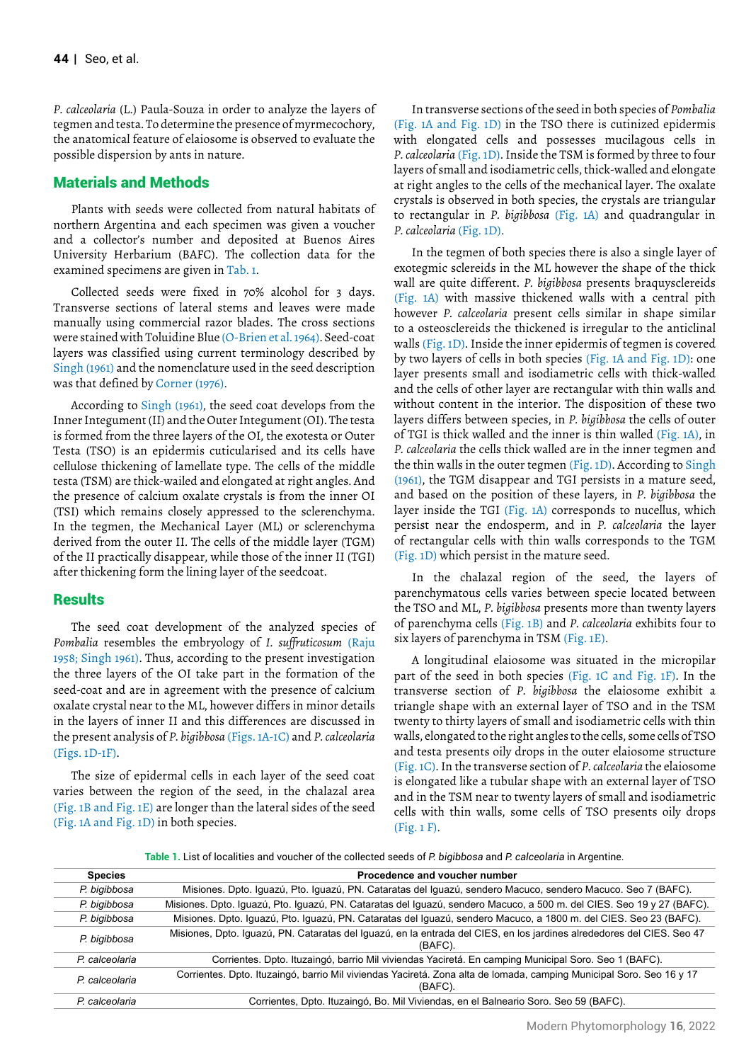*P. calceolaria* (L.) Paula-Souza in order to analyze the layers of tegmen and testa. To determine the presence of myrmecochory, the anatomical feature of elaiosome is observed to evaluate the possible dispersion by ants in nature.

## Materials and Methods

Plants with seeds were collected from natural habitats of northern Argentina and each specimen was given a voucher and a collector's number and deposited at Buenos Aires University Herbarium (BAFC). The collection data for the examined specimens are given in Tab. 1.

Collected seeds were fixed in 70% alcohol for 3 days. Transverse sections of lateral stems and leaves were made manually using commercial razor blades. The cross sections were stained with Toluidine Blue (O-Brien et al. 1964). Seed-coat layers was classified using current terminology described by Singh (1961) and the nomenclature used in the seed description was that defined by Corner (1976).

According to Singh (1961), the seed coat develops from the Inner Integument (II) and the Outer Integument (OI). The testa is formed from the three layers of the OI, the exotesta or Outer Testa (TSO) is an epidermis cuticularised and its cells have cellulose thickening of lamellate type. The cells of the middle testa (TSM) are thick-wailed and elongated at right angles. And the presence of calcium oxalate crystals is from the inner OI (TSI) which remains closely appressed to the sclerenchyma. In the tegmen, the Mechanical Layer (ML) or sclerenchyma derived from the outer II. The cells of the middle layer (TGM) of the II practically disappear, while those of the inner II (TGI) after thickening form the lining layer of the seedcoat.

## Results

The seed coat development of the analyzed species of *Pombalia* resembles the embryology of *I. suffruticosum* (Raju 1958; Singh 1961). Thus, according to the present investigation the three layers of the OI take part in the formation of the seed-coat and are in agreement with the presence of calcium oxalate crystal near to the ML, however differs in minor details in the layers of inner II and this differences are discussed in the present analysis of *P. bigibbosa* (Figs. 1A-1C) and *P. calceolaria* (Figs. 1D-1F).

The size of epidermal cells in each layer of the seed coat varies between the region of the seed, in the chalazal area (Fig. 1B and Fig. 1E) are longer than the lateral sides of the seed (Fig. 1A and Fig. 1D) in both species.

In transverse sections of the seed in both species of *Pombalia* (Fig. 1A and Fig. 1D) in the TSO there is cutinized epidermis with elongated cells and possesses mucilagous cells in *P. calceolaria* (Fig. 1D). Inside the TSM is formed by three to four layers of small and isodiametric cells, thick-walled and elongate at right angles to the cells of the mechanical layer. The oxalate crystals is observed in both species, the crystals are triangular to rectangular in *P. bigibbosa* (Fig. 1A) and quadrangular in *P. calceolaria* (Fig. 1D).

In the tegmen of both species there is also a single layer of exotegmic sclereids in the ML however the shape of the thick wall are quite different. *P. bigibbosa* presents braquysclereids (Fig. 1A) with massive thickened walls with a central pith however *P. calceolaria* present cells similar in shape similar to a osteosclereids the thickened is irregular to the anticlinal walls (Fig. 1D). Inside the inner epidermis of tegmen is covered by two layers of cells in both species (Fig. 1A and Fig. 1D): one layer presents small and isodiametric cells with thick-walled and the cells of other layer are rectangular with thin walls and without content in the interior. The disposition of these two layers differs between species, in *P. bigibbosa* the cells of outer of TGI is thick walled and the inner is thin walled (Fig. 1A), in *P. calceolaria* the cells thick walled are in the inner tegmen and the thin walls in the outer tegmen (Fig. 1D). According to Singh (1961), the TGM disappear and TGI persists in a mature seed, and based on the position of these layers, in *P. bigibbosa* the layer inside the TGI (Fig. 1A) corresponds to nucellus, which persist near the endosperm, and in *P. calceolaria* the layer of rectangular cells with thin walls corresponds to the TGM (Fig. 1D) which persist in the mature seed.

In the chalazal region of the seed, the layers of parenchymatous cells varies between specie located between the TSO and ML, *P. bigibbosa* presents more than twenty layers of parenchyma cells (Fig. 1B) and *P. calceolaria* exhibits four to six layers of parenchyma in TSM (Fig. 1E).

A longitudinal elaiosome was situated in the micropilar part of the seed in both species (Fig. 1C and Fig. 1F). In the transverse section of *P. bigibbosa* the elaiosome exhibit a triangle shape with an external layer of TSO and in the TSM twenty to thirty layers of small and isodiametric cells with thin walls, elongated to the right angles to the cells, some cells of TSO and testa presents oily drops in the outer elaiosome structure (Fig. 1C). In the transverse section of *P. calceolaria* the elaiosome is elongated like a tubular shape with an external layer of TSO and in the TSM near to twenty layers of small and isodiametric cells with thin walls, some cells of TSO presents oily drops (Fig. 1 F).

**Table 1.** List of localities and voucher of the collected seeds of *P. bigibbosa* and *P. calceolaria* in Argentine.

| Species | Procedence and voucher number |
|---|---|
| *P. bigibbosa* | Misiones. Dpto. Iguazú, Pto. Iguazú, PN. Cataratas del Iguazú, sendero Macuco, sendero Macuco. Seo 7 (BAFC). |
| *P. bigibbosa* | Misiones. Dpto. Iguazú, Pto. Iguazú, PN. Cataratas del Iguazú, sendero Macuco, a 500 m. del CIES. Seo 19 y 27 (BAFC). |
| *P. bigibbosa* | Misiones. Dpto. Iguazú, Pto. Iguazú, PN. Cataratas del Iguazú, sendero Macuco, a 1800 m. del CIES. Seo 23 (BAFC). |
| *P. bigibbosa* | Misiones, Dpto. Iguazú, PN. Cataratas del Iguazú, en la entrada del CIES, en los jardines alrededores del CIES. Seo 47 (BAFC). |
| *P. calceolaria* | Corrientes. Dpto. Ituzaingó, barrio Mil viviendas Yaciretá. En camping Municipal Soro. Seo 1 (BAFC). |
| *P. calceolaria* | Corrientes. Dpto. Ituzaingó, barrio Mil viviendas Yaciretá. Zona alta de lomada, camping Municipal Soro. Seo 16 y 17 (BAFC). |
| *P. calceolaria* | Corrientes, Dpto. Ituzaingó, Bo. Mil Viviendas, en el Balneario Soro. Seo 59 (BAFC). |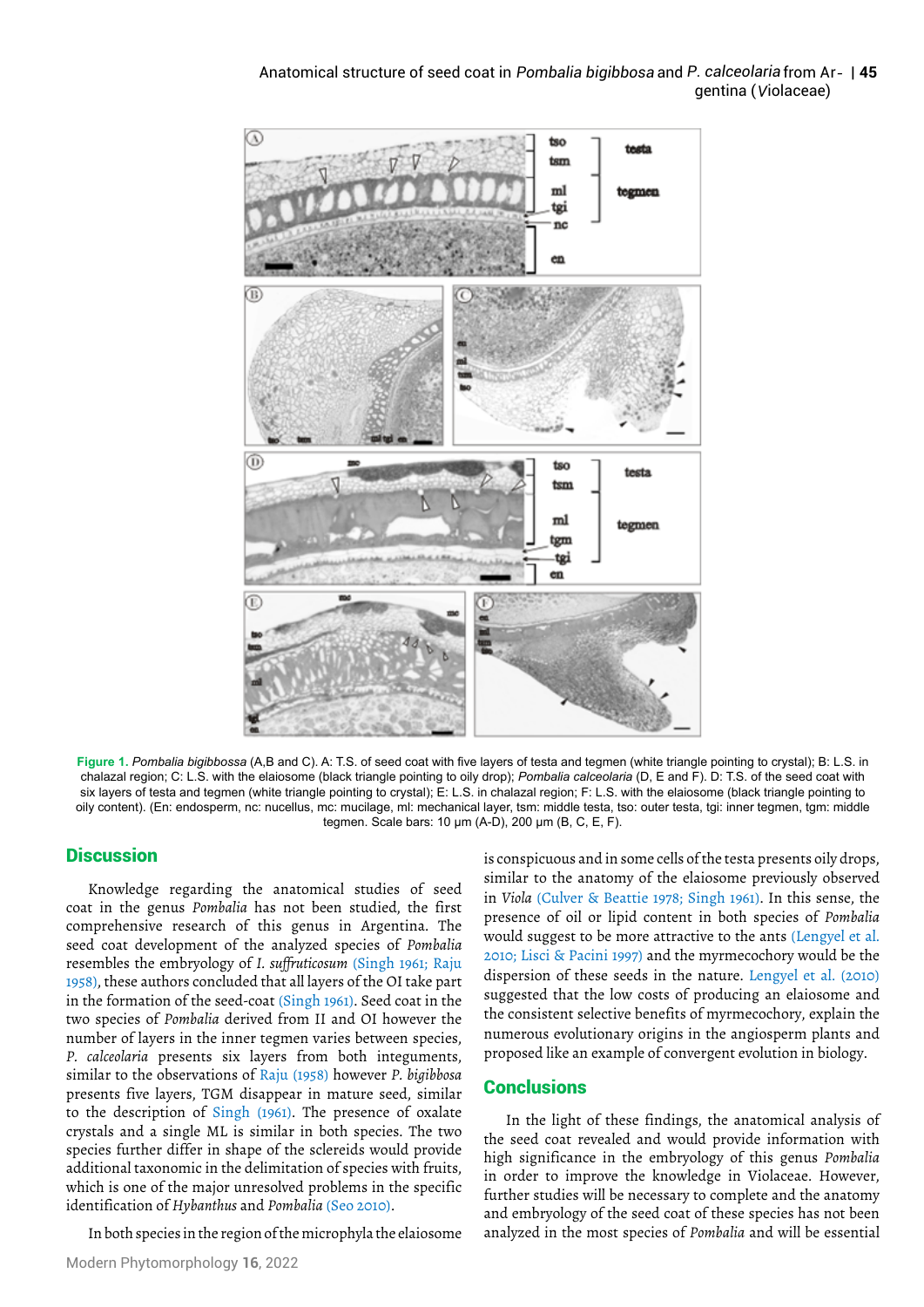**Figure 1.** *Pombalia bigibbossa* (A,B and C). A: T.S. of seed coat with five layers of testa and tegmen (white triangle pointing to crystal); B: L.S. in chalazal region; C: L.S. with the elaiosome (black triangle pointing to oily drop); *Pombalia calceolaria* (D, E and F). D: T.S. of the seed coat with six layers of testa and tegmen (white triangle pointing to crystal); E: L.S. in chalazal region; F: L.S. with the elaiosome (black triangle pointing to oily content). (En: endosperm, nc: nucellus, mc: mucilage, ml: mechanical layer, tsm: middle testa, tso: outer testa, tgi: inner tegmen, tgm: middle tegmen. Scale bars: 10 µm (A-D), 200 µm (B, C, E, F).

## Discussion

Knowledge regarding the anatomical studies of seed coat in the genus *Pombalia* has not been studied, the first comprehensive research of this genus in Argentina. The seed coat development of the analyzed species of *Pombalia* resembles the embryology of *I. suffruticosum* (Singh 1961; Raju 1958), these authors concluded that all layers of the OI take part in the formation of the seed-coat (Singh 1961). Seed coat in the two species of *Pombalia* derived from II and OI however the number of layers in the inner tegmen varies between species, *P. calceolaria* presents six layers from both integuments, similar to the observations of Raju (1958) however *P. bigibbosa* presents five layers, TGM disappear in mature seed, similar to the description of Singh (1961). The presence of oxalate crystals and a single ML is similar in both species. The two species further differ in shape of the sclereids would provide additional taxonomic in the delimitation of species with fruits, which is one of the major unresolved problems in the specific identification of *Hybanthus* and *Pombalia* (Seo 2010).

In both species in the region of the microphyla the elaiosome is conspicuous and in some cells of the testa presents oily drops, similar to the anatomy of the elaiosome previously observed in *Viola* (Culver & Beattie 1978; Singh 1961). In this sense, the presence of oil or lipid content in both species of *Pombalia* would suggest to be more attractive to the ants (Lengyel et al. 2010; Lisci & Pacini 1997) and the myrmecochory would be the dispersion of these seeds in the nature. Lengyel et al. (2010) suggested that the low costs of producing an elaiosome and the consistent selective benefits of myrmecochory, explain the numerous evolutionary origins in the angiosperm plants and proposed like an example of convergent evolution in biology.

## Conclusions

In the light of these findings, the anatomical analysis of the seed coat revealed and would provide information with high significance in the embryology of this genus *Pombalia* in order to improve the knowledge in Violaceae. However, further studies will be necessary to complete and the anatomy and embryology of the seed coat of these species has not been analyzed in the most species of *Pombalia* and will be essential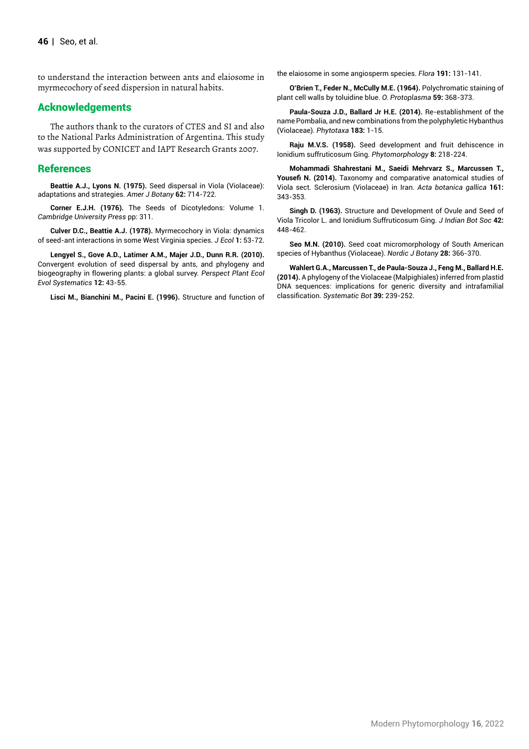to understand the interaction between ants and elaiosome in myrmecochory of seed dispersion in natural habits.

## Acknowledgements

The authors thank to the curators of CTES and SI and also to the National Parks Administration of Argentina. This study was supported by CONICET and IAPT Research Grants 2007.

## References

**Beattie A.J., Lyons N. (1975).** Seed dispersal in Viola (Violaceae): adaptations and strategies. *Amer J Botany* **62:** 714-722.

**Corner E.J.H. (1976).** The Seeds of Dicotyledons: Volume 1. *Cambridge University Press* pp: 311.

**Culver D.C., Beattie A.J. (1978).** Myrmecochory in Viola: dynamics of seed-ant interactions in some West Virginia species. *J Ecol* **1:** 53-72.

**Lengyel S., Gove A.D., Latimer A.M., Majer J.D., Dunn R.R. (2010).** Convergent evolution of seed dispersal by ants, and phylogeny and biogeography in flowering plants: a global survey. *Perspect Plant Ecol Evol Systematics* **12:** 43-55.

**Lisci M., Bianchini M., Pacini E. (1996).** Structure and function of the elaiosome in some angiosperm species. *Flora* **191:** 131-141.

**O'Brien T., Feder N., McCully M.E. (1964).** Polychromatic staining of plant cell walls by toluidine blue. *O. Protoplasma* **59:** 368-373.

**Paula-Souza J.D., Ballard Jr H.E. (2014).** Re-establishment of the name Pombalia, and new combinations from the polyphyletic Hybanthus (Violaceae). *Phytotaxa* **183:** 1-15.

**Raju M.V.S. (1958).** Seed development and fruit dehiscence in Ionidium suffruticosum Ging. *Phytomorphology* **8:** 218-224.

**Mohammadi Shahrestani M., Saeidi Mehrvarz S., Marcussen T., Yousefi N. (2014).** Taxonomy and comparative anatomical studies of Viola sect. Sclerosium (Violaceae) in Iran. *Acta botanica gallica* **161:** 343-353.

**Singh D. (1963).** Structure and Development of Ovule and Seed of Viola Tricolor L. and Ionidium Suffruticosum Ging. *J Indian Bot Soc* **42:** 448-462.

**Seo M.N. (2010).** Seed coat micromorphology of South American species of Hybanthus (Violaceae). *Nordic J Botany* **28:** 366-370.

**Wahlert G.A., Marcussen T., de Paula-Souza J., Feng M., Ballard H.E. (2014).** A phylogeny of the Violaceae (Malpighiales) inferred from plastid DNA sequences: implications for generic diversity and intrafamilial classification. *Systematic Bot* **39:** 239-252.